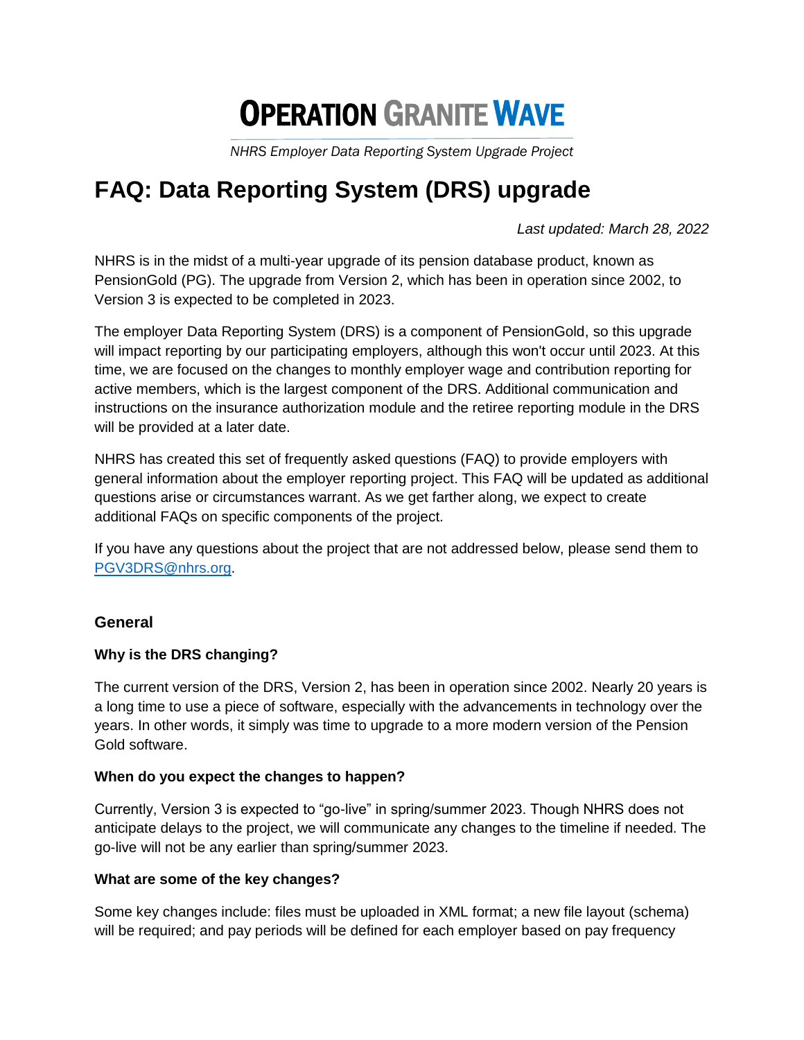# OPERATION GRANITE WAVE

*NHRS Employer Data Reporting System Upgrade Project*

# FAQ: Data Reporting System (DRS) upgrade

*Last updated: March 28, 2022*

NHRS is in the midst of a multi-year upgrade of its pension database product, known as PensionGold (PG). The upgrade from Version 2, which has been in operation since 2002, to Version 3 is expected to be completed in 2023.

The employer Data Reporting System (DRS) is a component of PensionGold, so this upgrade will impact reporting by our participating employers, although this won't occur until 2023. At this time, we are focused on the changes to monthly employer wage and contribution reporting for active members, which is the largest component of the DRS. Additional communication and instructions on the insurance authorization module and the retiree reporting module in the DRS will be provided at a later date.

NHRS has created this set of frequently asked questions (FAQ) to provide employers with general information about the employer reporting project. This FAQ will be updated as additional questions arise or circumstances warrant. As we get farther along, we expect to create additional FAQs on specific components of the project.

If you have any questions about the project that are not addressed below, please send them to PGV3DRS@nhrs.org.

### General

**Why is the DRS changing?**

The current version of the DRS, Version 2, has been in operation since 2002. Nearly 20 years is a long time to use a piece of software, especially with the advancements in technology over the years. In other words, it simply was time to upgrade to a more modern version of the Pension Gold software.

**When do you expect the changes to happen?**

Currently, Version 3 is expected to "go-live" in spring/summer 2023. Though NHRS does not anticipate delays to the project, we will communicate any changes to the timeline if needed. The go-live will not be any earlier than spring/summer 2023.

**What are some of the key changes?**

Some key changes include: files must be uploaded in XML format; a new file layout (schema) will be required; and pay periods will be defined for each employer based on pay frequency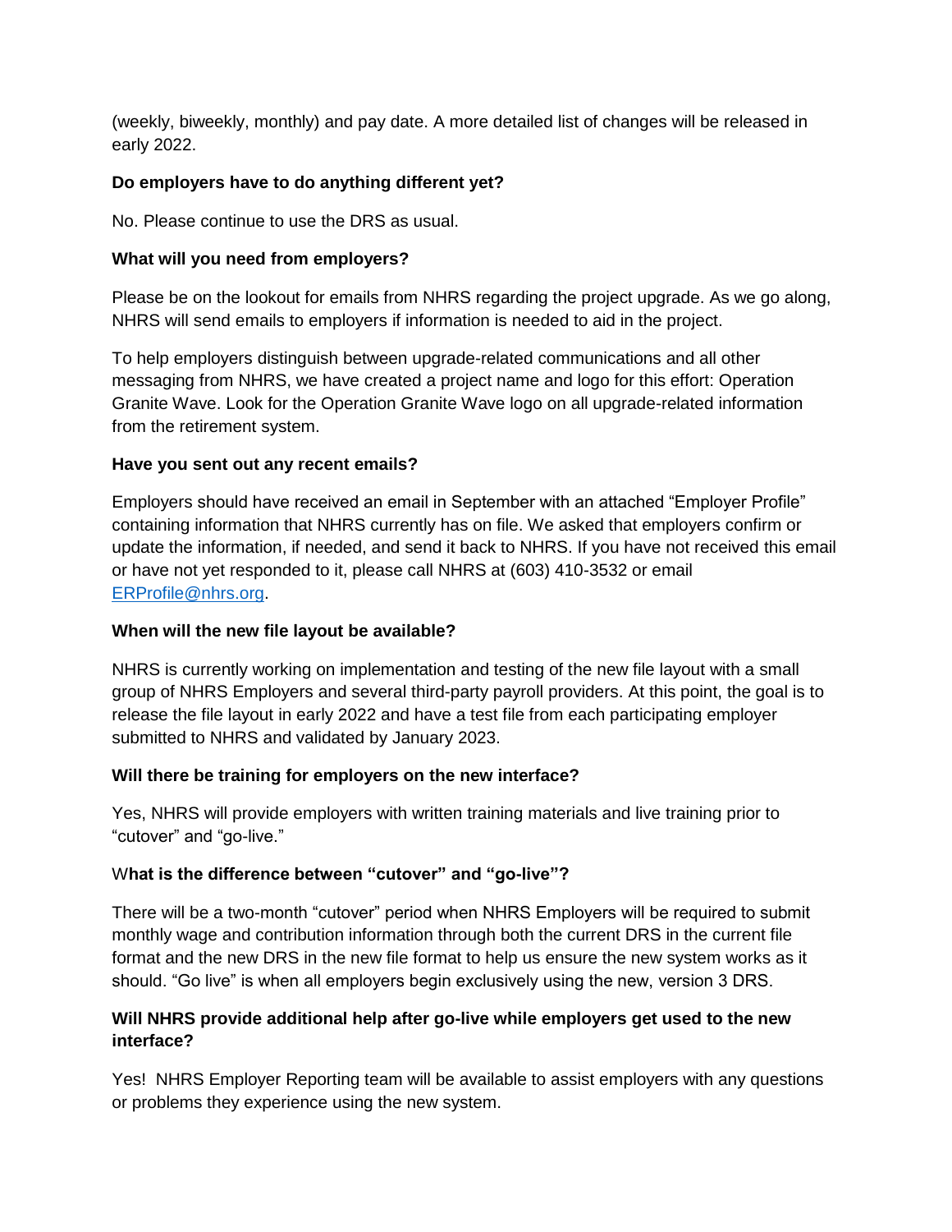(weekly, biweekly, monthly) and pay date. A more detailed list of changes will be released in early 2022.

**Do employers have to do anything different yet?**

No. Please continue to use the DRS as usual.

**What will you need from employers?**

Please be on the lookout for emails from NHRS regarding the project upgrade. As we go along, NHRS will send emails to employers if information is needed to aid in the project.

To help employers distinguish between upgrade-related communications and all other messaging from NHRS, we have created a project name and logo for this effort: Operation Granite Wave. Look for the Operation Granite Wave logo on all upgrade-related information from the retirement system.

**Have you sent out any recent emails?**

Employers should have received an email in September with an attached "Employer Profile" containing information that NHRS currently has on file. We asked that employers confirm or update the information, if needed, and send it back to NHRS. If you have not received this email or have not yet responded to it, please call NHRS at (603) 410-3532 or email [ERProfile@nhrs.org](mailto:ERProfile@nhrs.org).

**When will the new file layout be available?**

NHRS is currently working on implementation and testing of the new file layout with a small group of NHRS Employers and several third-party payroll providers. At this point, the goal is to release the file layout in early 2022 and have a test file from each participating employer submitted to NHRS and validated by January 2023.

**Will there be training for employers on the new interface?**

Yes, NHRS will provide employers with written training materials and live training prior to "cutover" and "go-live."

W**hat is the difference between "cutover" and "go-live"?**

There will be a two-month "cutover" period when NHRS Employers will be required to submit monthly wage and contribution information through both the current DRS in the current file format and the new DRS in the new file format to help us ensure the new system works as it should. "Go live" is when all employers begin exclusively using the new, version 3 DRS.

**Will NHRS provide additional help after go-live while employers get used to the new interface?**

Yes! NHRS Employer Reporting team will be available to assist employers with any questions or problems they experience using the new system.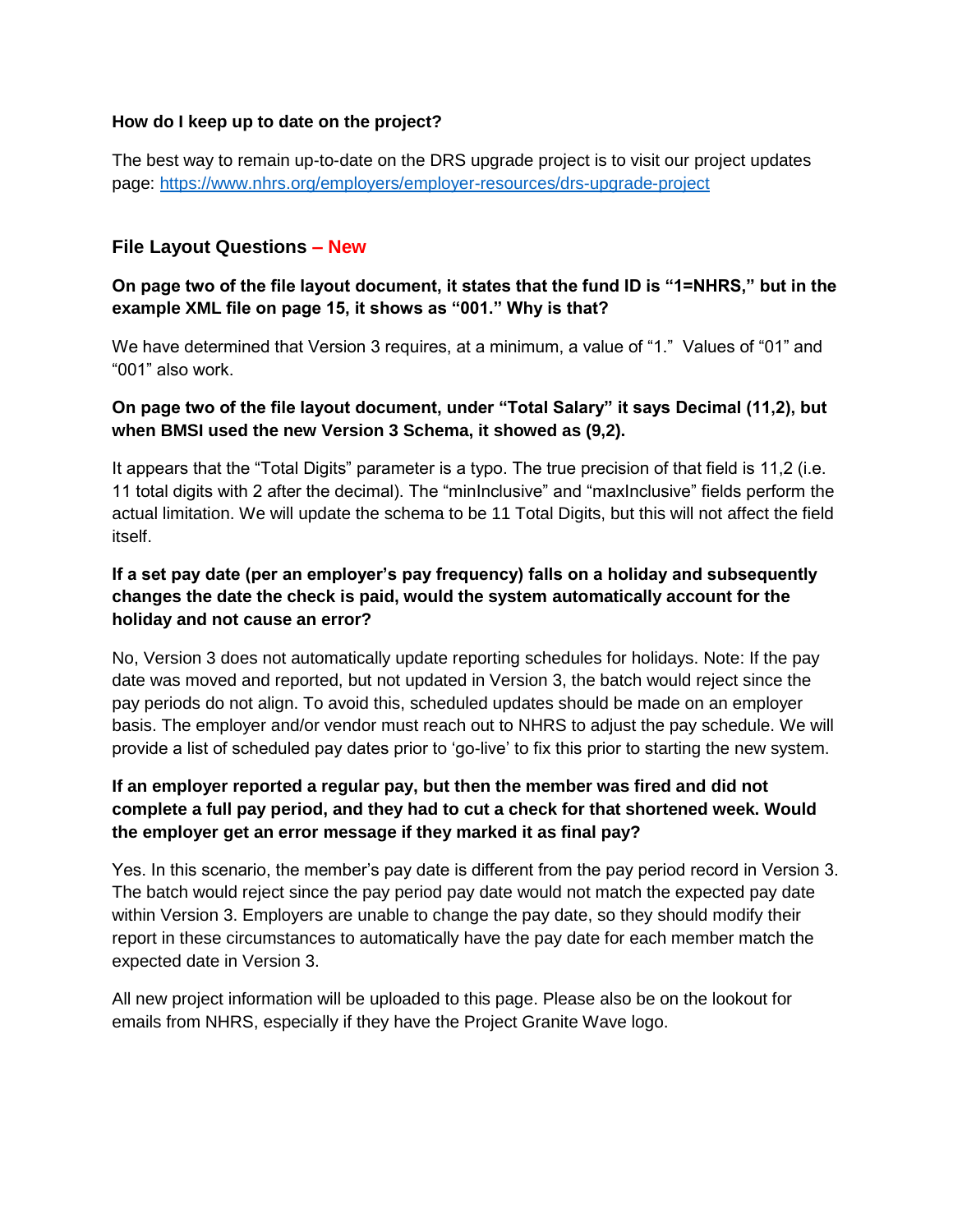**How do I keep up to date on the project?**

The best way to remain up-to-date on the DRS upgrade project is to visit our project updates page: [https://www.nhrs.org/employers/employer-resources/drs-upgrade-project](https://www.nhrs.org/employers/employer-resources/drs-upgrade-project)

## File Layout Questions – New

**On page two of the file layout document, it states that the fund ID is "1=NHRS," but in the example XML file on page 15, it shows as "001." Why is that?**

We have determined that Version 3 requires, at a minimum, a value of "1." Values of "01" and "001" also work.

**On page two of the file layout document, under "Total Salary" it says Decimal (11,2), but when BMSI used the new Version 3 Schema, it showed as (9,2).**

It appears that the "Total Digits" parameter is a typo. The true precision of that field is 11,2 (i.e. 11 total digits with 2 after the decimal). The "minInclusive" and "maxInclusive" fields perform the actual limitation. We will update the schema to be 11 Total Digits, but this will not affect the field itself.

**If a set pay date (per an employer's pay frequency) falls on a holiday and subsequently changes the date the check is paid, would the system automatically account for the holiday and not cause an error?**

No, Version 3 does not automatically update reporting schedules for holidays. Note: If the pay date was moved and reported, but not updated in Version 3, the batch would reject since the pay periods do not align. To avoid this, scheduled updates should be made on an employer basis. The employer and/or vendor must reach out to NHRS to adjust the pay schedule. We will provide a list of scheduled pay dates prior to 'go-live' to fix this prior to starting the new system.

**If an employer reported a regular pay, but then the member was fired and did not complete a full pay period, and they had to cut a check for that shortened week. Would the employer get an error message if they marked it as final pay?**

Yes. In this scenario, the member's pay date is different from the pay period record in Version 3. The batch would reject since the pay period pay date would not match the expected pay date within Version 3. Employers are unable to change the pay date, so they should modify their report in these circumstances to automatically have the pay date for each member match the expected date in Version 3.

All new project information will be uploaded to this page. Please also be on the lookout for emails from NHRS, especially if they have the Project Granite Wave logo.